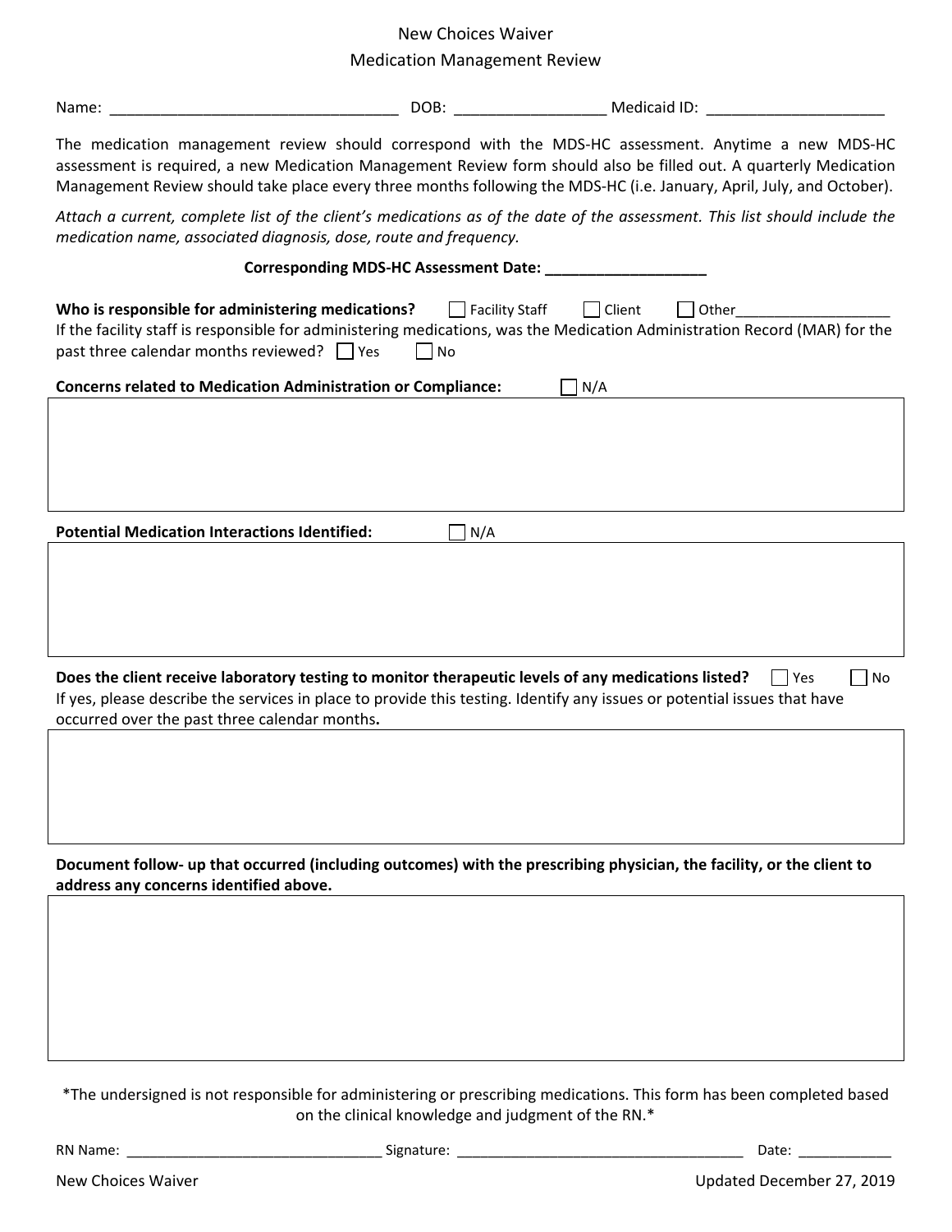# New Choices Waiver

## Medication Management Review

Name: ______________________________ DOB: ________________ Medicaid ID: ____________________

The medication management review should correspond with the MDS-HC assessment. Anytime a new MDS-HC assessment is required, a new Medication Management Review form should also be filled out. A quarterly Medication Management Review should take place every three months following the MDS-HC (i.e. January, April, July, and October).

*Attach a current, complete list of the client's medications as of the date of the assessment. This list should include the medication name, associated diagnosis, dose, route and frequency.*

**Corresponding MDS-HC Assessment Date: ___________________**

**Who is responsible for administering medications?** ☐ Facility Staff ☐ Client ☐ Other___________________

If the facility staff is responsible for administering medications, was the Medication Administration Record (MAR) for the past three calendar months reviewed? ☐ Yes ☐ No

**Concerns related to Medication Administration or Compliance:** ☐ N/A

**Potential Medication Interactions Identified:** ☐ N/A

**Does the client receive laboratory testing to monitor therapeutic levels of any medications listed?** ☐ Yes ☐ No

If yes, please describe the services in place to provide this testing. Identify any issues or potential issues that have occurred over the past three calendar months**.**

**Document follow- up that occurred (including outcomes) with the prescribing physician, the facility, or the client to address any concerns identified above.**

*The undersigned is not responsible for administering or prescribing medications. This form has been completed based on the clinical knowledge and judgment of the RN.*

RN Name: ______________________________ Signature: __________________________________ Date: ___________

New Choices Waiver Updated December 27, 2019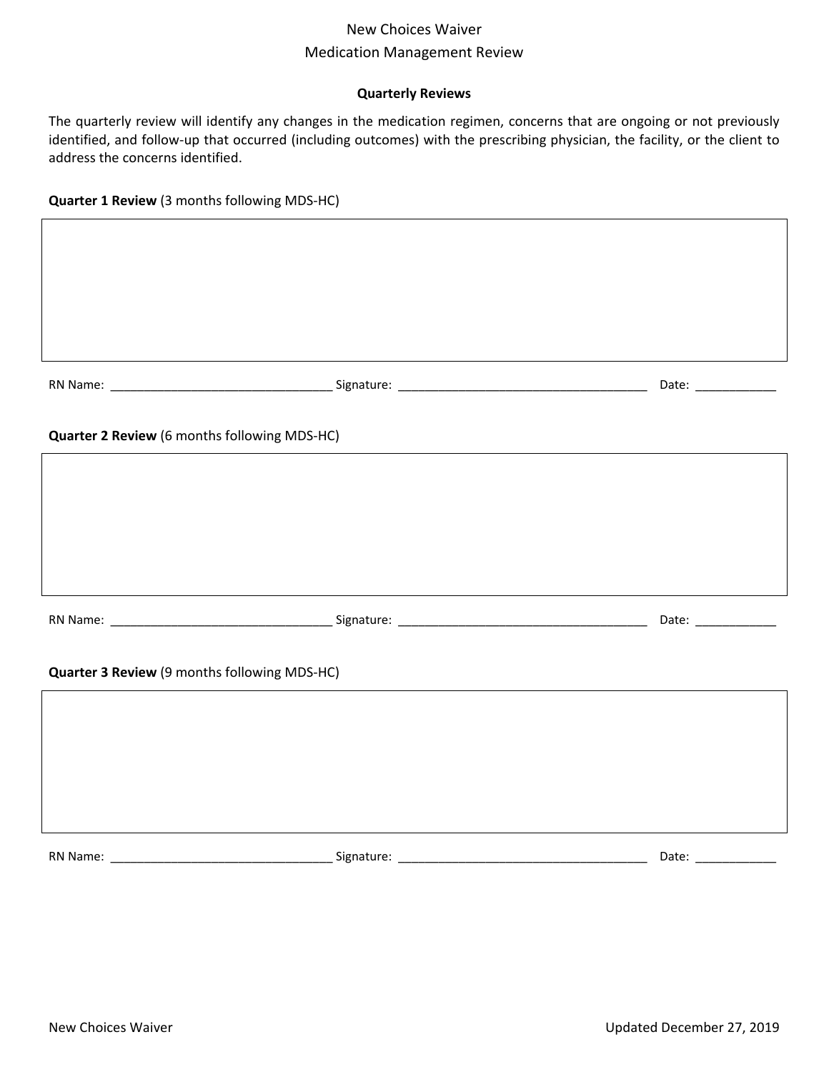New Choices Waiver

Medication Management Review

**Quarterly Reviews**

The quarterly review will identify any changes in the medication regimen, concerns that are ongoing or not previously identified, and follow-up that occurred (including outcomes) with the prescribing physician, the facility, or the client to address the concerns identified.

**Quarter 1 Review** (3 months following MDS-HC)

| |
|---|
| |

RN Name: \_\_\_\_\_\_\_\_\_\_\_\_\_\_\_\_\_\_\_\_\_\_\_\_\_\_\_\_\_\_\_\_ Signature: \_\_\_\_\_\_\_\_\_\_\_\_\_\_\_\_\_\_\_\_\_\_\_\_\_\_\_\_\_\_\_\_\_\_\_\_\_\_ Date: \_\_\_\_\_\_\_\_\_\_\_\_

**Quarter 2 Review** (6 months following MDS-HC)

| |
|---|
| |

RN Name: \_\_\_\_\_\_\_\_\_\_\_\_\_\_\_\_\_\_\_\_\_\_\_\_\_\_\_\_\_\_\_\_ Signature: \_\_\_\_\_\_\_\_\_\_\_\_\_\_\_\_\_\_\_\_\_\_\_\_\_\_\_\_\_\_\_\_\_\_\_\_\_\_ Date: \_\_\_\_\_\_\_\_\_\_\_\_

**Quarter 3 Review** (9 months following MDS-HC)

| |
|---|
| |

RN Name: \_\_\_\_\_\_\_\_\_\_\_\_\_\_\_\_\_\_\_\_\_\_\_\_\_\_\_\_\_\_\_\_ Signature: \_\_\_\_\_\_\_\_\_\_\_\_\_\_\_\_\_\_\_\_\_\_\_\_\_\_\_\_\_\_\_\_\_\_\_\_\_\_ Date: \_\_\_\_\_\_\_\_\_\_\_\_